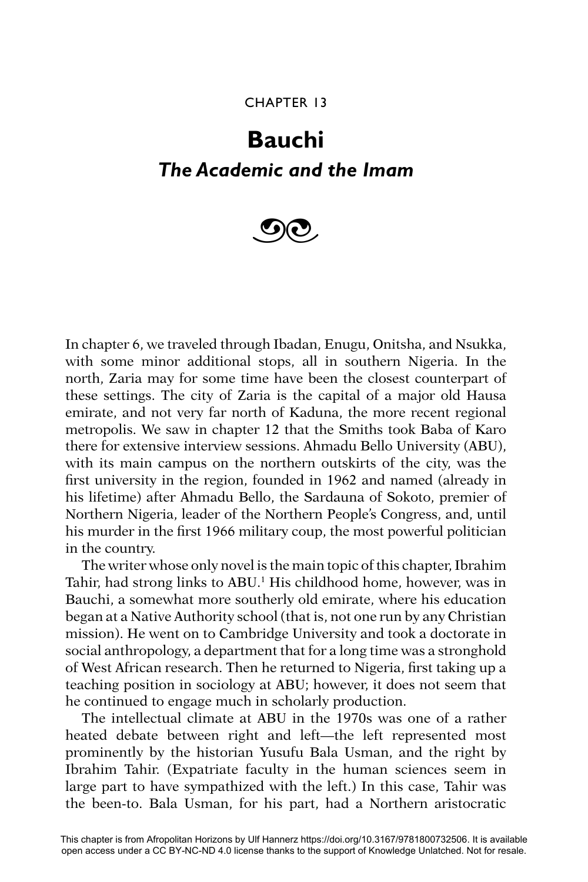CHAPTER 13

# Bauchi

## *The Academic and the Imam*

In chapter 6, we traveled through Ibadan, Enugu, Onitsha, and Nsukka, with some minor additional stops, all in southern Nigeria. In the north, Zaria may for some time have been the closest counterpart of these settings. The city of Zaria is the capital of a major old Hausa emirate, and not very far north of Kaduna, the more recent regional metropolis. We saw in chapter 12 that the Smiths took Baba of Karo there for extensive interview sessions. Ahmadu Bello University (ABU), with its main campus on the northern outskirts of the city, was the first university in the region, founded in 1962 and named (already in his lifetime) after Ahmadu Bello, the Sardauna of Sokoto, premier of Northern Nigeria, leader of the Northern People's Congress, and, until his murder in the first 1966 military coup, the most powerful politician in the country.

The writer whose only novel is the main topic of this chapter, Ibrahim Tahir, had strong links to ABU.[1] His childhood home, however, was in Bauchi, a somewhat more southerly old emirate, where his education began at a Native Authority school (that is, not one run by any Christian mission). He went on to Cambridge University and took a doctorate in social anthropology, a department that for a long time was a stronghold of West African research. Then he returned to Nigeria, first taking up a teaching position in sociology at ABU; however, it does not seem that he continued to engage much in scholarly production.

The intellectual climate at ABU in the 1970s was one of a rather heated debate between right and left—the left represented most prominently by the historian Yusufu Bala Usman, and the right by Ibrahim Tahir. (Expatriate faculty in the human sciences seem in large part to have sympathized with the left.) In this case, Tahir was the been-to. Bala Usman, for his part, had a Northern aristocratic

This chapter is from Afropolitan Horizons by Ulf Hannerz https://doi.org/10.3167/9781800732506. It is available open access under a CC BY-NC-ND 4.0 license thanks to the support of Knowledge Unlatched. Not for resale.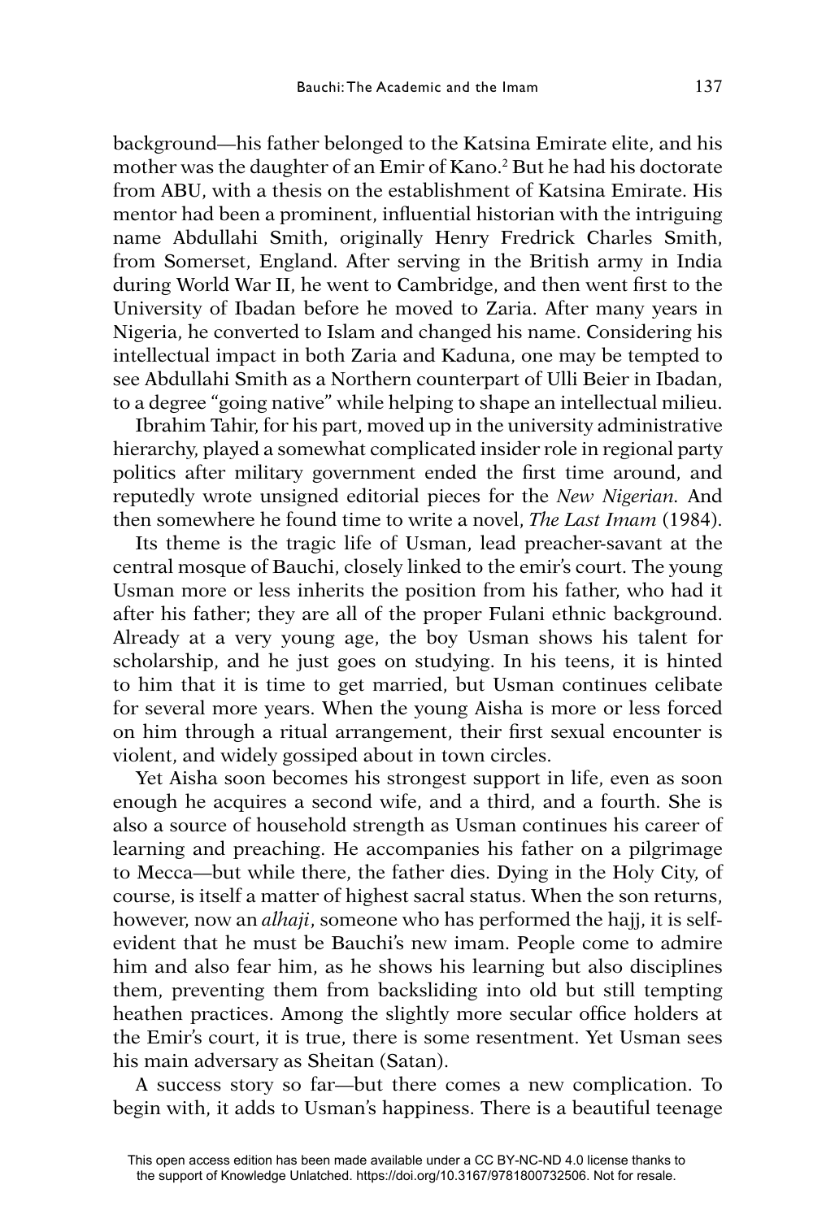background—his father belonged to the Katsina Emirate elite, and his mother was the daughter of an Emir of Kano.[2] But he had his doctorate from ABU, with a thesis on the establishment of Katsina Emirate. His mentor had been a prominent, influential historian with the intriguing name Abdullahi Smith, originally Henry Fredrick Charles Smith, from Somerset, England. After serving in the British army in India during World War II, he went to Cambridge, and then went first to the University of Ibadan before he moved to Zaria. After many years in Nigeria, he converted to Islam and changed his name. Considering his intellectual impact in both Zaria and Kaduna, one may be tempted to see Abdullahi Smith as a Northern counterpart of Ulli Beier in Ibadan, to a degree "going native" while helping to shape an intellectual milieu.

Ibrahim Tahir, for his part, moved up in the university administrative hierarchy, played a somewhat complicated insider role in regional party politics after military government ended the first time around, and reputedly wrote unsigned editorial pieces for the *New Nigerian*. And then somewhere he found time to write a novel, *The Last Imam* (1984).

Its theme is the tragic life of Usman, lead preacher-savant at the central mosque of Bauchi, closely linked to the emir's court. The young Usman more or less inherits the position from his father, who had it after his father; they are all of the proper Fulani ethnic background. Already at a very young age, the boy Usman shows his talent for scholarship, and he just goes on studying. In his teens, it is hinted to him that it is time to get married, but Usman continues celibate for several more years. When the young Aisha is more or less forced on him through a ritual arrangement, their first sexual encounter is violent, and widely gossiped about in town circles.

Yet Aisha soon becomes his strongest support in life, even as soon enough he acquires a second wife, and a third, and a fourth. She is also a source of household strength as Usman continues his career of learning and preaching. He accompanies his father on a pilgrimage to Mecca—but while there, the father dies. Dying in the Holy City, of course, is itself a matter of highest sacral status. When the son returns, however, now an *alhaji*, someone who has performed the hajj, it is self-evident that he must be Bauchi's new imam. People come to admire him and also fear him, as he shows his learning but also disciplines them, preventing them from backsliding into old but still tempting heathen practices. Among the slightly more secular office holders at the Emir's court, it is true, there is some resentment. Yet Usman sees his main adversary as Sheitan (Satan).

A success story so far—but there comes a new complication. To begin with, it adds to Usman's happiness. There is a beautiful teenage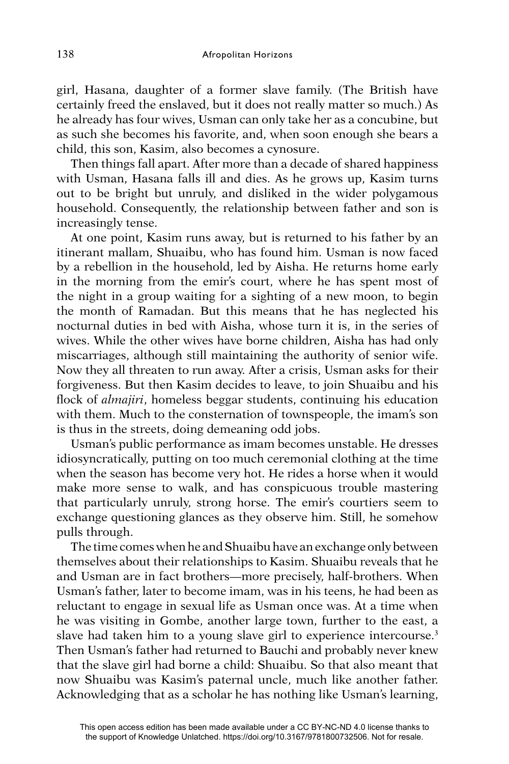girl, Hasana, daughter of a former slave family. (The British have certainly freed the enslaved, but it does not really matter so much.) As he already has four wives, Usman can only take her as a concubine, but as such she becomes his favorite, and, when soon enough she bears a child, this son, Kasim, also becomes a cynosure.

Then things fall apart. After more than a decade of shared happiness with Usman, Hasana falls ill and dies. As he grows up, Kasim turns out to be bright but unruly, and disliked in the wider polygamous household. Consequently, the relationship between father and son is increasingly tense.

At one point, Kasim runs away, but is returned to his father by an itinerant mallam, Shuaibu, who has found him. Usman is now faced by a rebellion in the household, led by Aisha. He returns home early in the morning from the emir's court, where he has spent most of the night in a group waiting for a sighting of a new moon, to begin the month of Ramadan. But this means that he has neglected his nocturnal duties in bed with Aisha, whose turn it is, in the series of wives. While the other wives have borne children, Aisha has had only miscarriages, although still maintaining the authority of senior wife. Now they all threaten to run away. After a crisis, Usman asks for their forgiveness. But then Kasim decides to leave, to join Shuaibu and his flock of *almajiri*, homeless beggar students, continuing his education with them. Much to the consternation of townspeople, the imam's son is thus in the streets, doing demeaning odd jobs.

Usman's public performance as imam becomes unstable. He dresses idiosyncratically, putting on too much ceremonial clothing at the time when the season has become very hot. He rides a horse when it would make more sense to walk, and has conspicuous trouble mastering that particularly unruly, strong horse. The emir's courtiers seem to exchange questioning glances as they observe him. Still, he somehow pulls through.

The time comes when he and Shuaibu have an exchange only between themselves about their relationships to Kasim. Shuaibu reveals that he and Usman are in fact brothers—more precisely, half-brothers. When Usman's father, later to become imam, was in his teens, he had been as reluctant to engage in sexual life as Usman once was. At a time when he was visiting in Gombe, another large town, further to the east, a slave had taken him to a young slave girl to experience intercourse.[3] Then Usman's father had returned to Bauchi and probably never knew that the slave girl had borne a child: Shuaibu. So that also meant that now Shuaibu was Kasim's paternal uncle, much like another father. Acknowledging that as a scholar he has nothing like Usman's learning,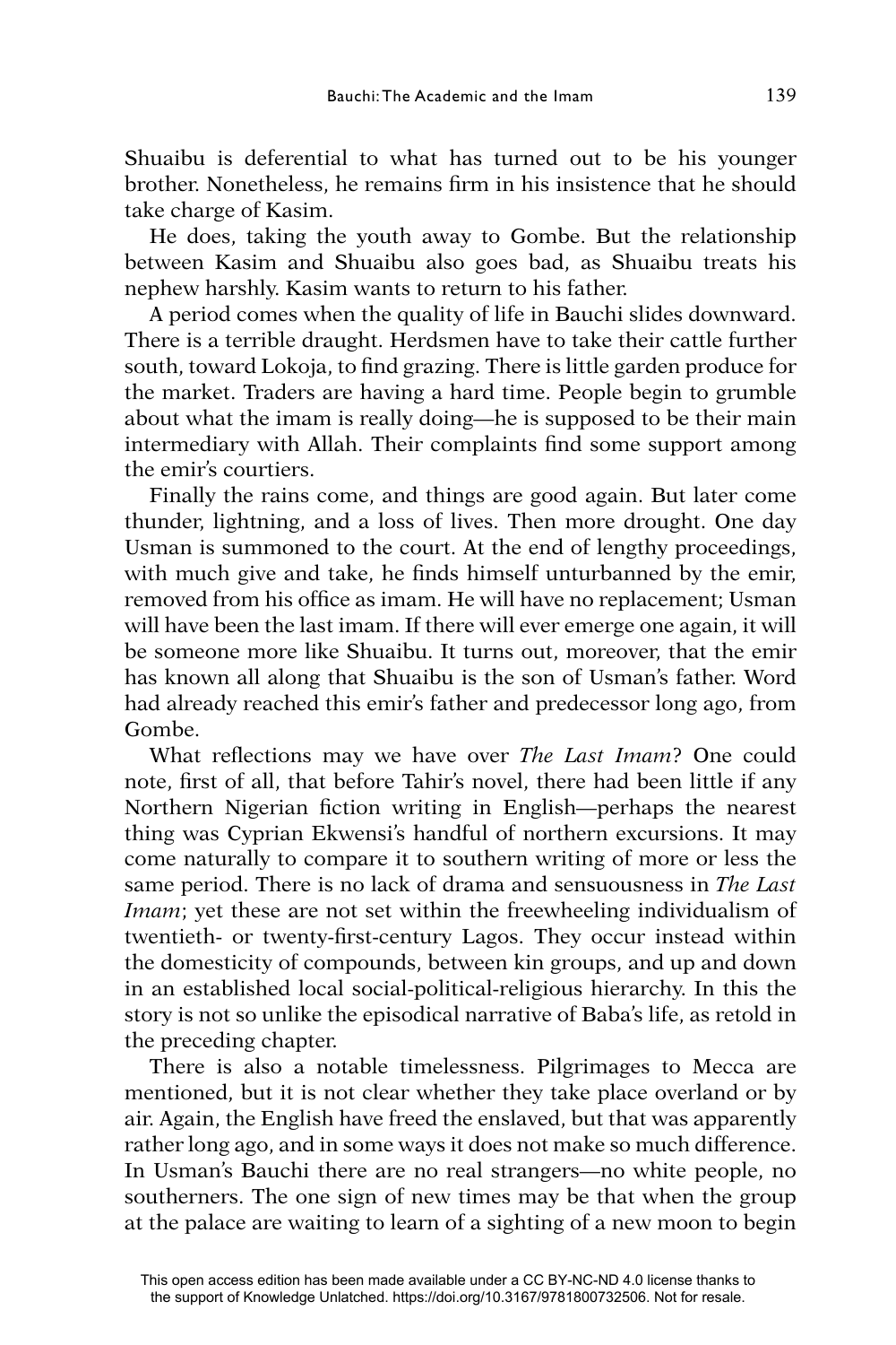Shuaibu is deferential to what has turned out to be his younger brother. Nonetheless, he remains firm in his insistence that he should take charge of Kasim.

He does, taking the youth away to Gombe. But the relationship between Kasim and Shuaibu also goes bad, as Shuaibu treats his nephew harshly. Kasim wants to return to his father.

A period comes when the quality of life in Bauchi slides downward. There is a terrible draught. Herdsmen have to take their cattle further south, toward Lokoja, to find grazing. There is little garden produce for the market. Traders are having a hard time. People begin to grumble about what the imam is really doing—he is supposed to be their main intermediary with Allah. Their complaints find some support among the emir's courtiers.

Finally the rains come, and things are good again. But later come thunder, lightning, and a loss of lives. Then more drought. One day Usman is summoned to the court. At the end of lengthy proceedings, with much give and take, he finds himself unturbanned by the emir, removed from his office as imam. He will have no replacement; Usman will have been the last imam. If there will ever emerge one again, it will be someone more like Shuaibu. It turns out, moreover, that the emir has known all along that Shuaibu is the son of Usman's father. Word had already reached this emir's father and predecessor long ago, from Gombe.

What reflections may we have over *The Last Imam*? One could note, first of all, that before Tahir's novel, there had been little if any Northern Nigerian fiction writing in English—perhaps the nearest thing was Cyprian Ekwensi's handful of northern excursions. It may come naturally to compare it to southern writing of more or less the same period. There is no lack of drama and sensuousness in *The Last Imam*; yet these are not set within the freewheeling individualism of twentieth- or twenty-first-century Lagos. They occur instead within the domesticity of compounds, between kin groups, and up and down in an established local social-political-religious hierarchy. In this the story is not so unlike the episodical narrative of Baba's life, as retold in the preceding chapter.

There is also a notable timelessness. Pilgrimages to Mecca are mentioned, but it is not clear whether they take place overland or by air. Again, the English have freed the enslaved, but that was apparently rather long ago, and in some ways it does not make so much difference. In Usman's Bauchi there are no real strangers—no white people, no southerners. The one sign of new times may be that when the group at the palace are waiting to learn of a sighting of a new moon to begin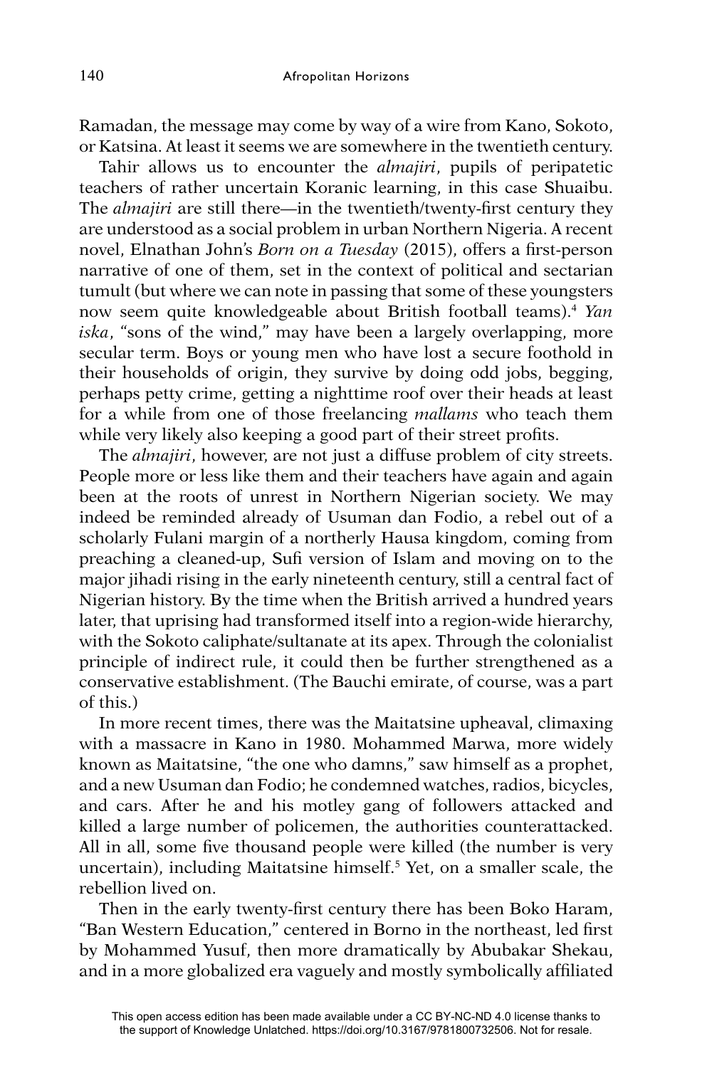Ramadan, the message may come by way of a wire from Kano, Sokoto, or Katsina. At least it seems we are somewhere in the twentieth century.

Tahir allows us to encounter the *almajiri*, pupils of peripatetic teachers of rather uncertain Koranic learning, in this case Shuaibu. The *almajiri* are still there—in the twentieth/twenty-first century they are understood as a social problem in urban Northern Nigeria. A recent novel, Elnathan John's *Born on a Tuesday* (2015), offers a first-person narrative of one of them, set in the context of political and sectarian tumult (but where we can note in passing that some of these youngsters now seem quite knowledgeable about British football teams).[4] *Yan iska*, "sons of the wind," may have been a largely overlapping, more secular term. Boys or young men who have lost a secure foothold in their households of origin, they survive by doing odd jobs, begging, perhaps petty crime, getting a nighttime roof over their heads at least for a while from one of those freelancing *mallams* who teach them while very likely also keeping a good part of their street profits.

The *almajiri*, however, are not just a diffuse problem of city streets. People more or less like them and their teachers have again and again been at the roots of unrest in Northern Nigerian society. We may indeed be reminded already of Usuman dan Fodio, a rebel out of a scholarly Fulani margin of a northerly Hausa kingdom, coming from preaching a cleaned-up, Sufi version of Islam and moving on to the major jihadi rising in the early nineteenth century, still a central fact of Nigerian history. By the time when the British arrived a hundred years later, that uprising had transformed itself into a region-wide hierarchy, with the Sokoto caliphate/sultanate at its apex. Through the colonialist principle of indirect rule, it could then be further strengthened as a conservative establishment. (The Bauchi emirate, of course, was a part of this.)

In more recent times, there was the Maitatsine upheaval, climaxing with a massacre in Kano in 1980. Mohammed Marwa, more widely known as Maitatsine, "the one who damns," saw himself as a prophet, and a new Usuman dan Fodio; he condemned watches, radios, bicycles, and cars. After he and his motley gang of followers attacked and killed a large number of policemen, the authorities counterattacked. All in all, some five thousand people were killed (the number is very uncertain), including Maitatsine himself.[5] Yet, on a smaller scale, the rebellion lived on.

Then in the early twenty-first century there has been Boko Haram, "Ban Western Education," centered in Borno in the northeast, led first by Mohammed Yusuf, then more dramatically by Abubakar Shekau, and in a more globalized era vaguely and mostly symbolically affiliated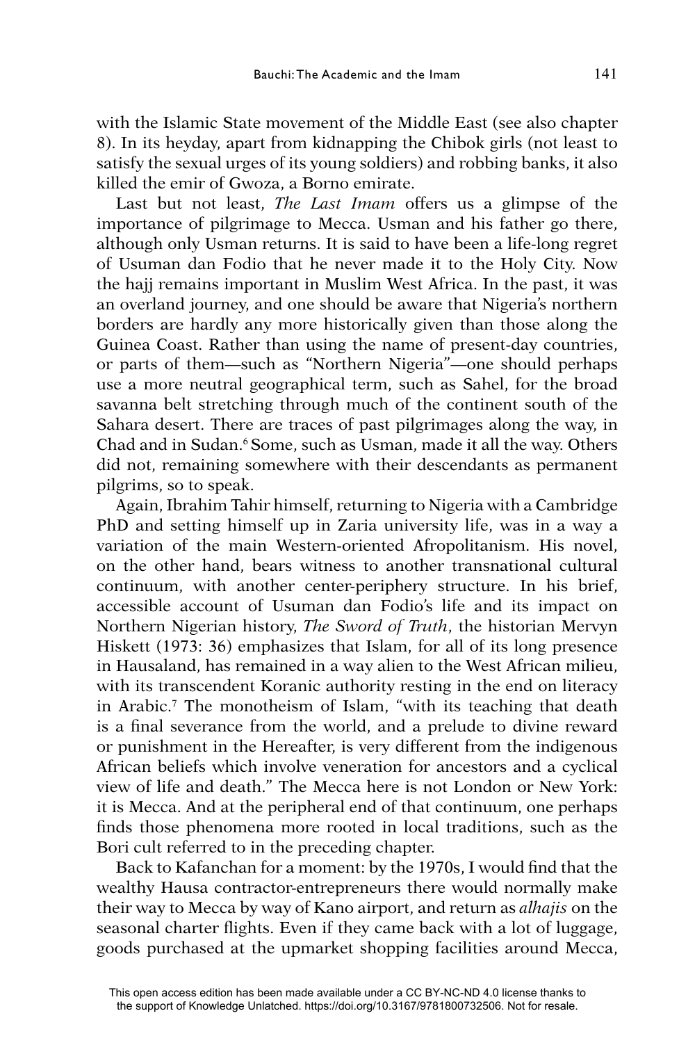with the Islamic State movement of the Middle East (see also chapter 8). In its heyday, apart from kidnapping the Chibok girls (not least to satisfy the sexual urges of its young soldiers) and robbing banks, it also killed the emir of Gwoza, a Borno emirate.

Last but not least, *The Last Imam* offers us a glimpse of the importance of pilgrimage to Mecca. Usman and his father go there, although only Usman returns. It is said to have been a life-long regret of Usuman dan Fodio that he never made it to the Holy City. Now the hajj remains important in Muslim West Africa. In the past, it was an overland journey, and one should be aware that Nigeria's northern borders are hardly any more historically given than those along the Guinea Coast. Rather than using the name of present-day countries, or parts of them—such as "Northern Nigeria"—one should perhaps use a more neutral geographical term, such as Sahel, for the broad savanna belt stretching through much of the continent south of the Sahara desert. There are traces of past pilgrimages along the way, in Chad and in Sudan.[6] Some, such as Usman, made it all the way. Others did not, remaining somewhere with their descendants as permanent pilgrims, so to speak.

Again, Ibrahim Tahir himself, returning to Nigeria with a Cambridge PhD and setting himself up in Zaria university life, was in a way a variation of the main Western-oriented Afropolitanism. His novel, on the other hand, bears witness to another transnational cultural continuum, with another center-periphery structure. In his brief, accessible account of Usuman dan Fodio's life and its impact on Northern Nigerian history, *The Sword of Truth*, the historian Mervyn Hiskett (1973: 36) emphasizes that Islam, for all of its long presence in Hausaland, has remained in a way alien to the West African milieu, with its transcendent Koranic authority resting in the end on literacy in Arabic.[7] The monotheism of Islam, "with its teaching that death is a final severance from the world, and a prelude to divine reward or punishment in the Hereafter, is very different from the indigenous African beliefs which involve veneration for ancestors and a cyclical view of life and death." The Mecca here is not London or New York: it is Mecca. And at the peripheral end of that continuum, one perhaps finds those phenomena more rooted in local traditions, such as the Bori cult referred to in the preceding chapter.

Back to Kafanchan for a moment: by the 1970s, I would find that the wealthy Hausa contractor-entrepreneurs there would normally make their way to Mecca by way of Kano airport, and return as *alhajis* on the seasonal charter flights. Even if they came back with a lot of luggage, goods purchased at the upmarket shopping facilities around Mecca,

This open access edition has been made available under a CC BY-NC-ND 4.0 license thanks to the support of Knowledge Unlatched. https://doi.org/10.3167/9781800732506. Not for resale.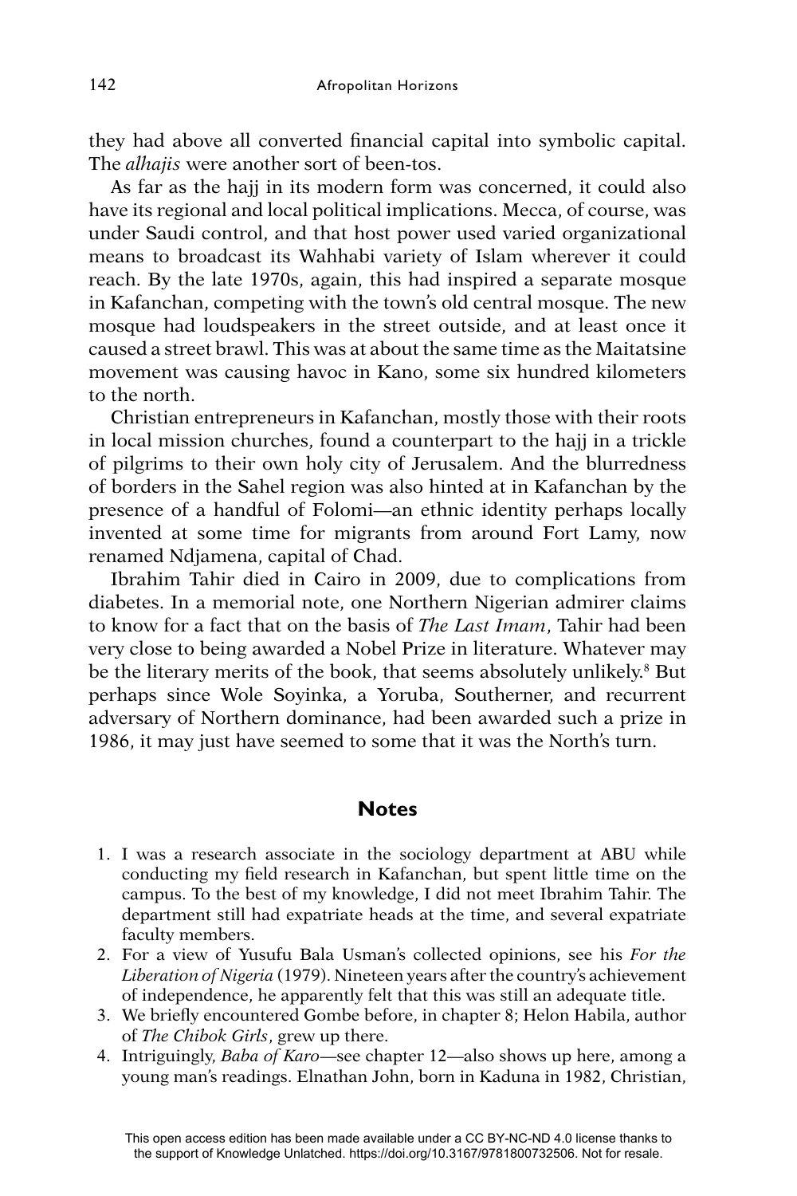they had above all converted financial capital into symbolic capital. The *alhajis* were another sort of been-tos.

As far as the hajj in its modern form was concerned, it could also have its regional and local political implications. Mecca, of course, was under Saudi control, and that host power used varied organizational means to broadcast its Wahhabi variety of Islam wherever it could reach. By the late 1970s, again, this had inspired a separate mosque in Kafanchan, competing with the town's old central mosque. The new mosque had loudspeakers in the street outside, and at least once it caused a street brawl. This was at about the same time as the Maitatsine movement was causing havoc in Kano, some six hundred kilometers to the north.

Christian entrepreneurs in Kafanchan, mostly those with their roots in local mission churches, found a counterpart to the hajj in a trickle of pilgrims to their own holy city of Jerusalem. And the blurredness of borders in the Sahel region was also hinted at in Kafanchan by the presence of a handful of Folomi—an ethnic identity perhaps locally invented at some time for migrants from around Fort Lamy, now renamed Ndjamena, capital of Chad.

Ibrahim Tahir died in Cairo in 2009, due to complications from diabetes. In a memorial note, one Northern Nigerian admirer claims to know for a fact that on the basis of *The Last Imam*, Tahir had been very close to being awarded a Nobel Prize in literature. Whatever may be the literary merits of the book, that seems absolutely unlikely.[8] But perhaps since Wole Soyinka, a Yoruba, Southerner, and recurrent adversary of Northern dominance, had been awarded such a prize in 1986, it may just have seemed to some that it was the North's turn.

## Notes

1. I was a research associate in the sociology department at ABU while conducting my field research in Kafanchan, but spent little time on the campus. To the best of my knowledge, I did not meet Ibrahim Tahir. The department still had expatriate heads at the time, and several expatriate faculty members.
2. For a view of Yusufu Bala Usman's collected opinions, see his *For the Liberation of Nigeria* (1979). Nineteen years after the country's achievement of independence, he apparently felt that this was still an adequate title.
3. We briefly encountered Gombe before, in chapter 8; Helon Habila, author of *The Chibok Girls*, grew up there.
4. Intriguingly, *Baba of Karo*—see chapter 12—also shows up here, among a young man's readings. Elnathan John, born in Kaduna in 1982, Christian,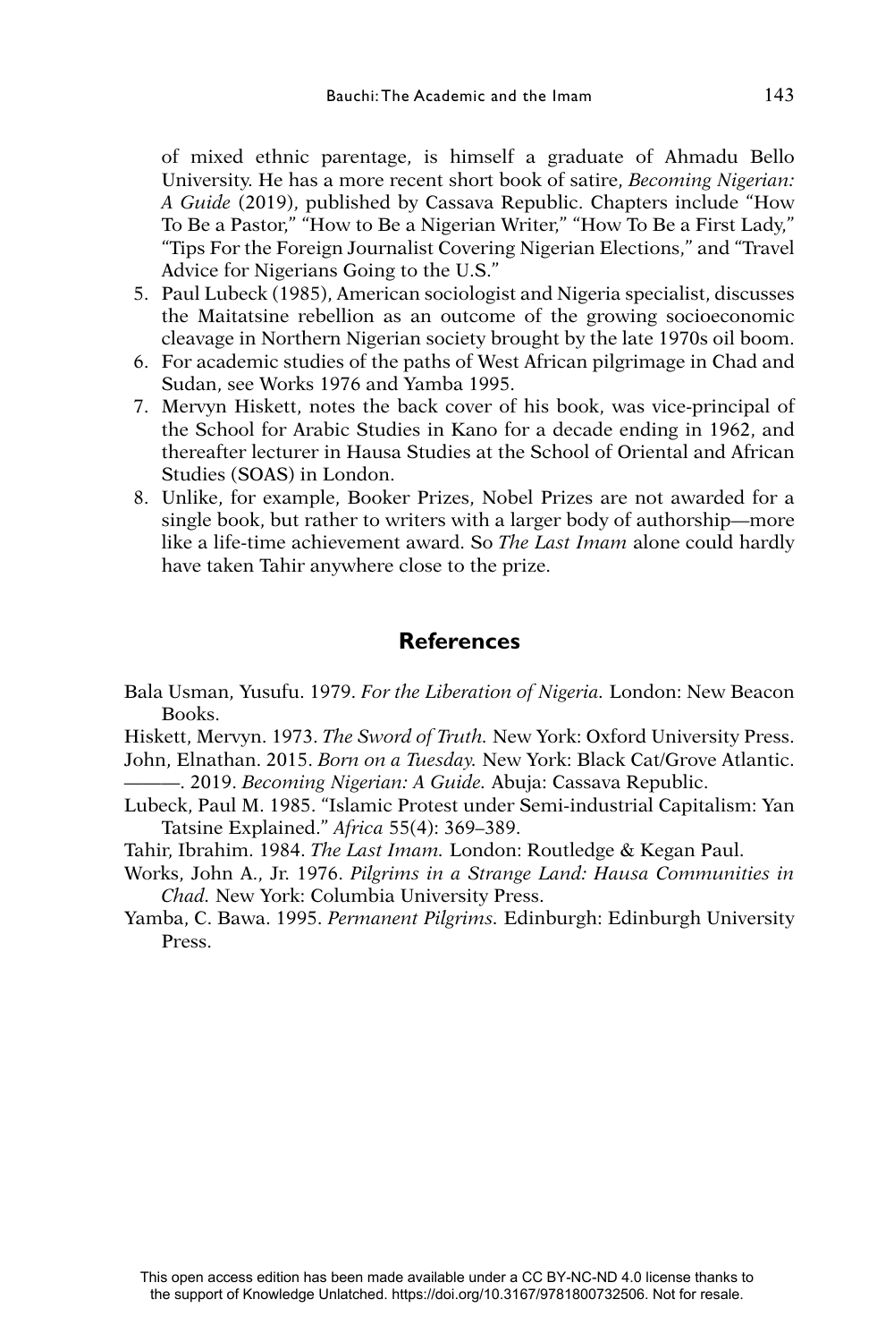of mixed ethnic parentage, is himself a graduate of Ahmadu Bello University. He has a more recent short book of satire, *Becoming Nigerian: A Guide* (2019), published by Cassava Republic. Chapters include "How To Be a Pastor," "How to Be a Nigerian Writer," "How To Be a First Lady," "Tips For the Foreign Journalist Covering Nigerian Elections," and "Travel Advice for Nigerians Going to the U.S."

5. Paul Lubeck (1985), American sociologist and Nigeria specialist, discusses the Maitatsine rebellion as an outcome of the growing socioeconomic cleavage in Northern Nigerian society brought by the late 1970s oil boom.
6. For academic studies of the paths of West African pilgrimage in Chad and Sudan, see Works 1976 and Yamba 1995.
7. Mervyn Hiskett, notes the back cover of his book, was vice-principal of the School for Arabic Studies in Kano for a decade ending in 1962, and thereafter lecturer in Hausa Studies at the School of Oriental and African Studies (SOAS) in London.
8. Unlike, for example, Booker Prizes, Nobel Prizes are not awarded for a single book, but rather to writers with a larger body of authorship—more like a life-time achievement award. So *The Last Imam* alone could hardly have taken Tahir anywhere close to the prize.

## References

Bala Usman, Yusufu. 1979. *For the Liberation of Nigeria.* London: New Beacon Books.

Hiskett, Mervyn. 1973. *The Sword of Truth.* New York: Oxford University Press.

John, Elnathan. 2015. *Born on a Tuesday.* New York: Black Cat/Grove Atlantic.

———. 2019. *Becoming Nigerian: A Guide.* Abuja: Cassava Republic.

Lubeck, Paul M. 1985. "Islamic Protest under Semi-industrial Capitalism: Yan Tatsine Explained." *Africa* 55(4): 369–389.

Tahir, Ibrahim. 1984. *The Last Imam.* London: Routledge & Kegan Paul.

Works, John A., Jr. 1976. *Pilgrims in a Strange Land: Hausa Communities in Chad.* New York: Columbia University Press.

Yamba, C. Bawa. 1995. *Permanent Pilgrims.* Edinburgh: Edinburgh University Press.

This open access edition has been made available under a CC BY-NC-ND 4.0 license thanks to the support of Knowledge Unlatched. https://doi.org/10.3167/9781800732506. Not for resale.